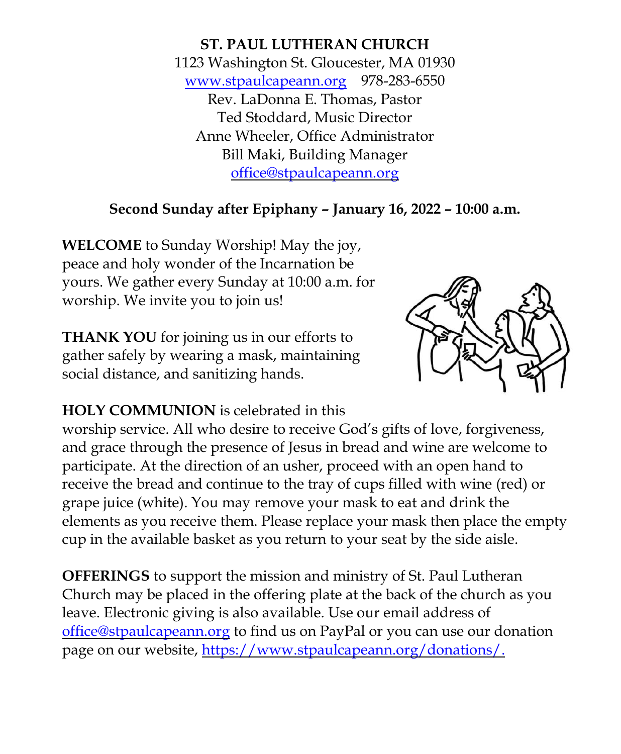**ST. PAUL LUTHERAN CHURCH**
1123 Washington St. Gloucester, MA 01930
www.stpaulcapeann.org 978-283-6550
Rev. LaDonna E. Thomas, Pastor
Ted Stoddard, Music Director
Anne Wheeler, Office Administrator
Bill Maki, Building Manager
office@stpaulcapeann.org

**Second Sunday after Epiphany – January 16, 2022 – 10:00 a.m.**

**WELCOME** to Sunday Worship! May the joy, peace and holy wonder of the Incarnation be yours. We gather every Sunday at 10:00 a.m. for worship. We invite you to join us!

**THANK YOU** for joining us in our efforts to gather safely by wearing a mask, maintaining social distance, and sanitizing hands.

**HOLY COMMUNION** is celebrated in this worship service. All who desire to receive God's gifts of love, forgiveness, and grace through the presence of Jesus in bread and wine are welcome to participate. At the direction of an usher, proceed with an open hand to receive the bread and continue to the tray of cups filled with wine (red) or grape juice (white). You may remove your mask to eat and drink the elements as you receive them. Please replace your mask then place the empty cup in the available basket as you return to your seat by the side aisle.

**OFFERINGS** to support the mission and ministry of St. Paul Lutheran Church may be placed in the offering plate at the back of the church as you leave. Electronic giving is also available. Use our email address of office@stpaulcapeann.org to find us on PayPal or you can use our donation page on our website, https://www.stpaulcapeann.org/donations/.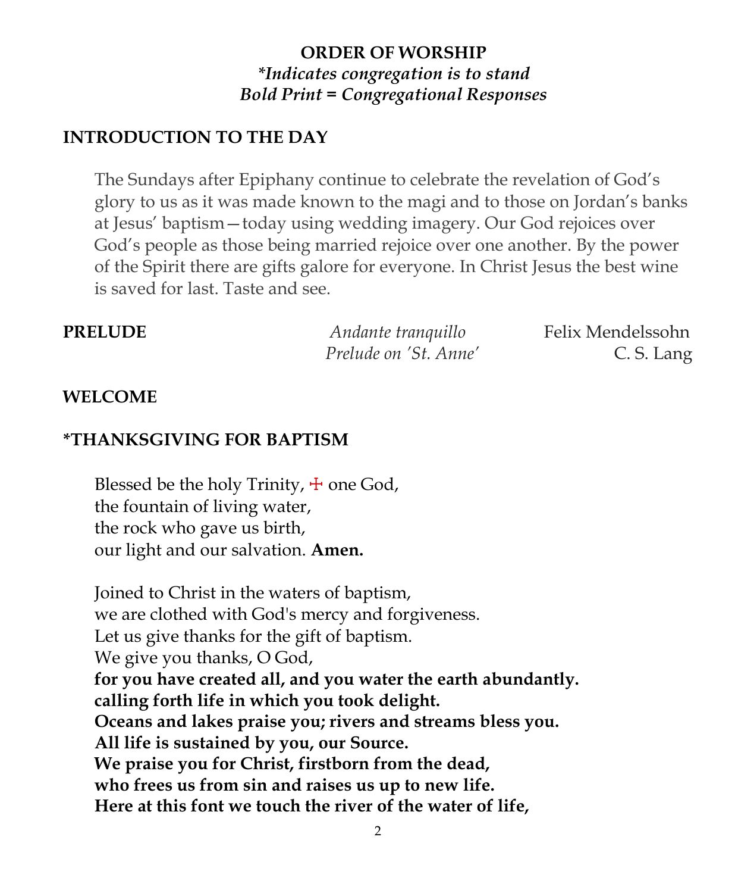## ORDER OF WORSHIP

*\*Indicates congregation is to stand*
***Bold Print* = *Congregational Responses***

### INTRODUCTION TO THE DAY

The Sundays after Epiphany continue to celebrate the revelation of God's glory to us as it was made known to the magi and to those on Jordan's banks at Jesus' baptism—today using wedding imagery. Our God rejoices over God's people as those being married rejoice over one another. By the power of the Spirit there are gifts galore for everyone. In Christ Jesus the best wine is saved for last. Taste and see.

| **PRELUDE** | *Andante tranquillo* | Felix Mendelssohn |
|---|---|---|
| | *Prelude on 'St. Anne'* | C. S. Lang |

### WELCOME

### *THANKSGIVING FOR BAPTISM

Blessed be the holy Trinity, ☩ one God,
the fountain of living water,
the rock who gave us birth,
our light and our salvation. **Amen.**

Joined to Christ in the waters of baptism,
we are clothed with God's mercy and forgiveness.
Let us give thanks for the gift of baptism.
We give you thanks, O God,
**for you have created all, and you water the earth abundantly.**
**calling forth life in which you took delight.**
**Oceans and lakes praise you; rivers and streams bless you.**
**All life is sustained by you, our Source.**
**We praise you for Christ, firstborn from the dead,**
**who frees us from sin and raises us up to new life.**
**Here at this font we touch the river of the water of life,**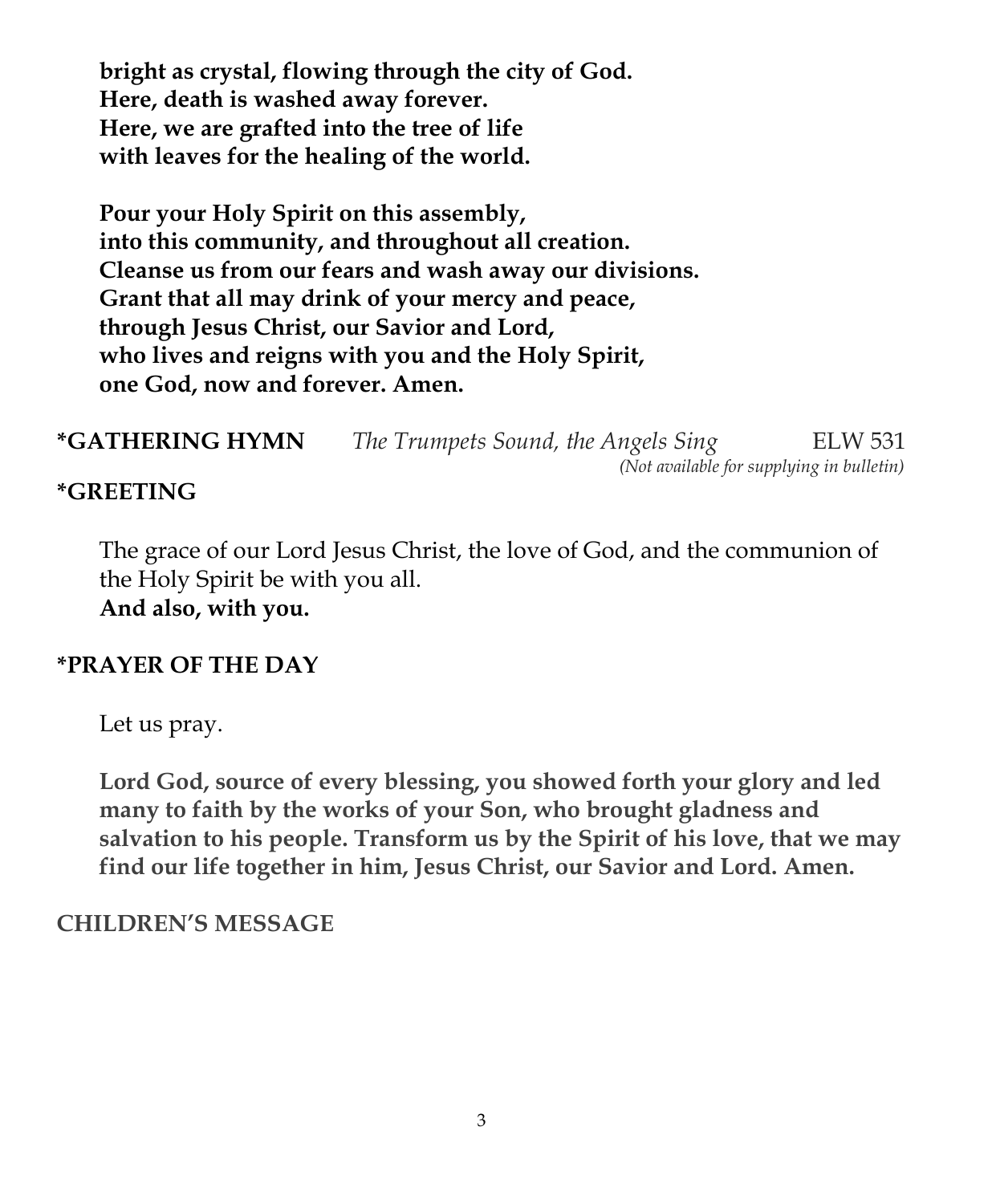**bright as crystal, flowing through the city of God.**
**Here, death is washed away forever.**
**Here, we are grafted into the tree of life**
**with leaves for the healing of the world.**

**Pour your Holy Spirit on this assembly,**
**into this community, and throughout all creation.**
**Cleanse us from our fears and wash away our divisions.**
**Grant that all may drink of your mercy and peace,**
**through Jesus Christ, our Savior and Lord,**
**who lives and reigns with you and the Holy Spirit,**
**one God, now and forever. Amen.**

**\*GATHERING HYMN** *The Trumpets Sound, the Angels Sing* ELW 531
*(Not available for supplying in bulletin)*

**\*GREETING**

The grace of our Lord Jesus Christ, the love of God, and the communion of the Holy Spirit be with you all.
**And also, with you.**

**\*PRAYER OF THE DAY**

Let us pray.

**Lord God, source of every blessing, you showed forth your glory and led many to faith by the works of your Son, who brought gladness and salvation to his people. Transform us by the Spirit of his love, that we may find our life together in him, Jesus Christ, our Savior and Lord. Amen.**

**CHILDREN'S MESSAGE**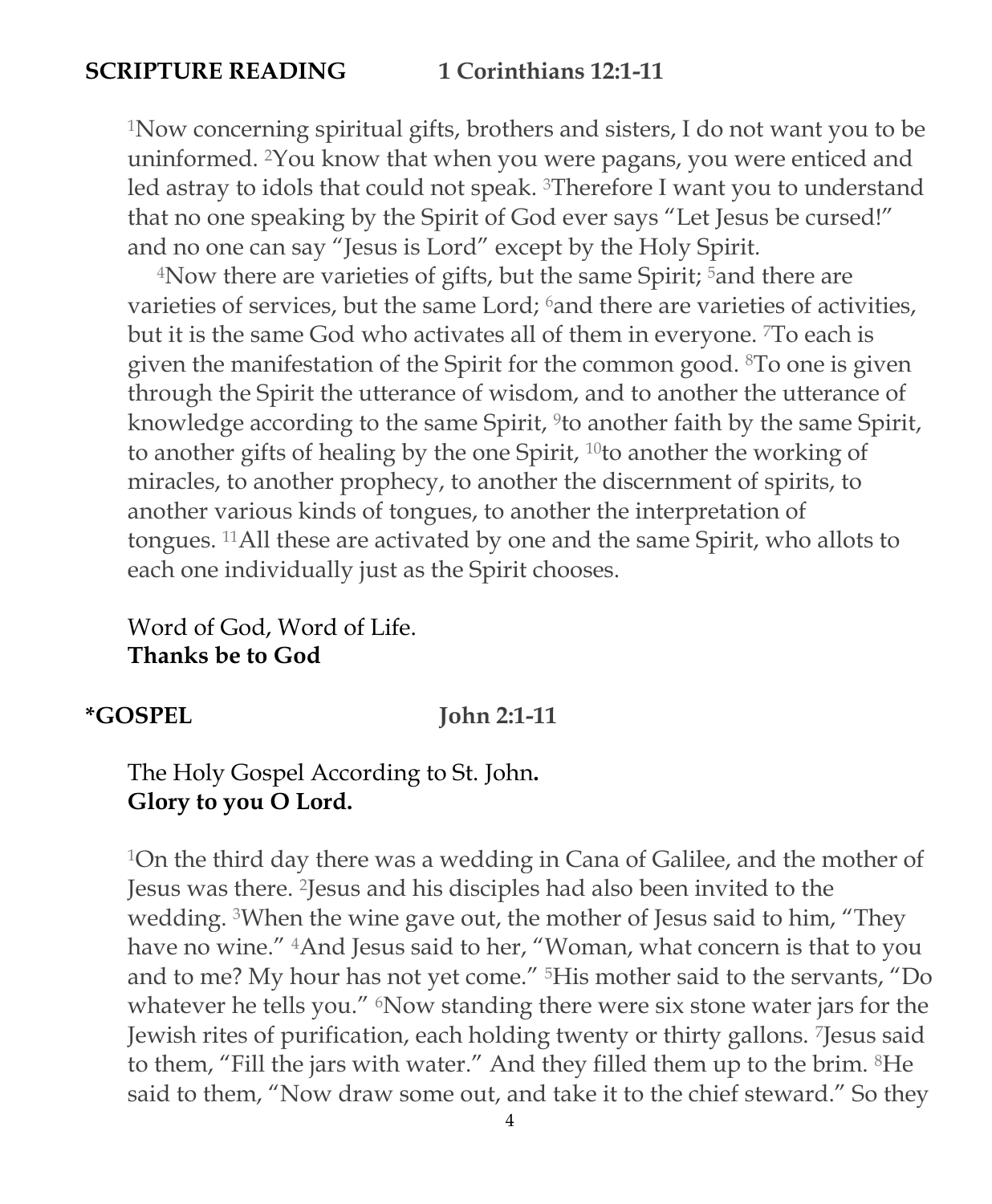**SCRIPTURE READING 1 Corinthians 12:1-11**

[1]Now concerning spiritual gifts, brothers and sisters, I do not want you to be uninformed. [2]You know that when you were pagans, you were enticed and led astray to idols that could not speak. [3]Therefore I want you to understand that no one speaking by the Spirit of God ever says "Let Jesus be cursed!" and no one can say "Jesus is Lord" except by the Holy Spirit.

[4]Now there are varieties of gifts, but the same Spirit; [5]and there are varieties of services, but the same Lord; [6]and there are varieties of activities, but it is the same God who activates all of them in everyone. [7]To each is given the manifestation of the Spirit for the common good. [8]To one is given through the Spirit the utterance of wisdom, and to another the utterance of knowledge according to the same Spirit, [9]to another faith by the same Spirit, to another gifts of healing by the one Spirit, [10]to another the working of miracles, to another prophecy, to another the discernment of spirits, to another various kinds of tongues, to another the interpretation of tongues. [11]All these are activated by one and the same Spirit, who allots to each one individually just as the Spirit chooses.

Word of God, Word of Life.
**Thanks be to God**

**\*GOSPEL John 2:1-11**

The Holy Gospel According to St. John.
**Glory to you O Lord.**

[1]On the third day there was a wedding in Cana of Galilee, and the mother of Jesus was there. [2]Jesus and his disciples had also been invited to the wedding. [3]When the wine gave out, the mother of Jesus said to him, "They have no wine." [4]And Jesus said to her, "Woman, what concern is that to you and to me? My hour has not yet come." [5]His mother said to the servants, "Do whatever he tells you." [6]Now standing there were six stone water jars for the Jewish rites of purification, each holding twenty or thirty gallons. [7]Jesus said to them, "Fill the jars with water." And they filled them up to the brim. [8]He said to them, "Now draw some out, and take it to the chief steward." So they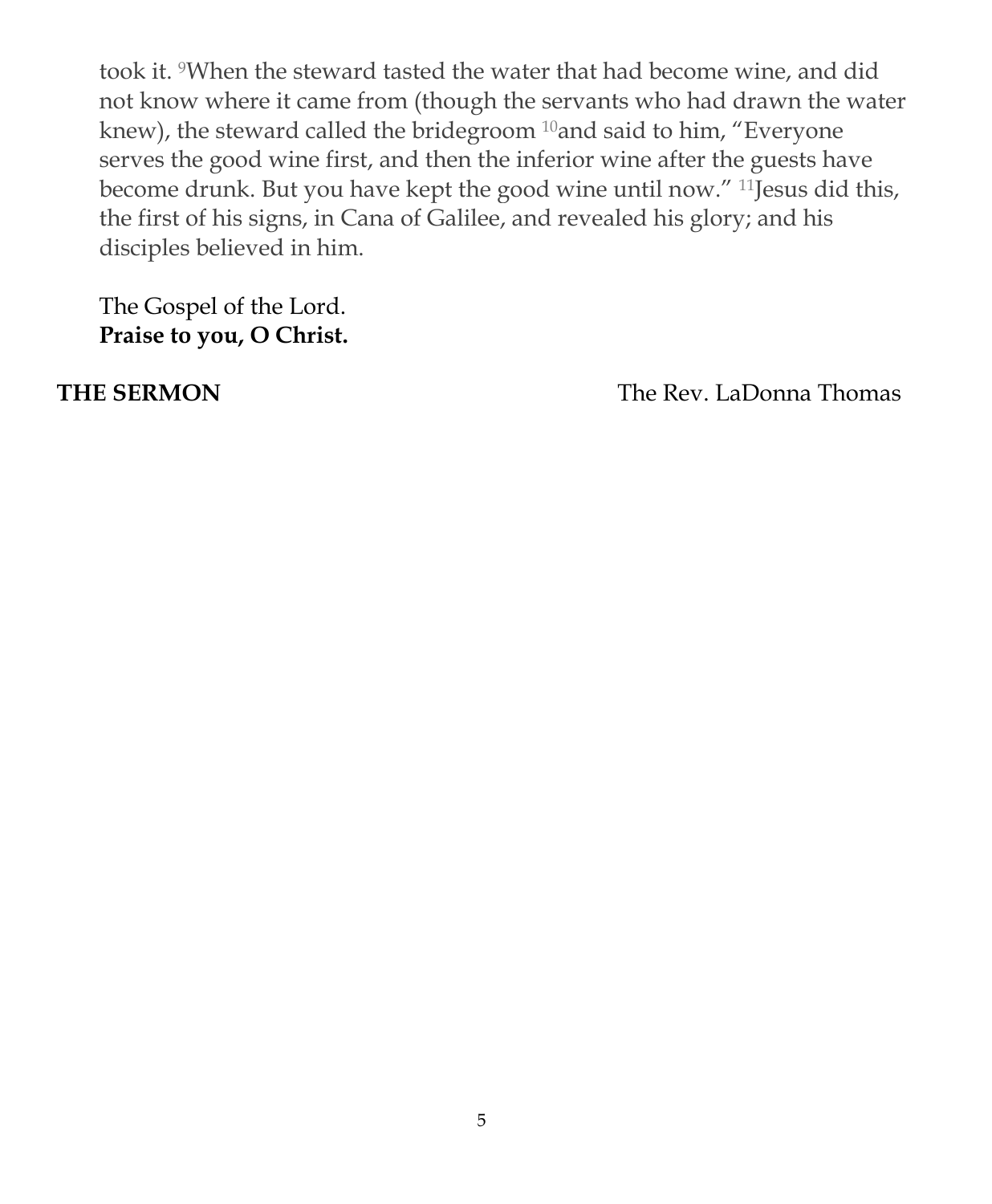took it. [9]When the steward tasted the water that had become wine, and did not know where it came from (though the servants who had drawn the water knew), the steward called the bridegroom [10]and said to him, “Everyone serves the good wine first, and then the inferior wine after the guests have become drunk. But you have kept the good wine until now.” [11]Jesus did this, the first of his signs, in Cana of Galilee, and revealed his glory; and his disciples believed in him.

The Gospel of the Lord.
**Praise to you, O Christ.**

**THE SERMON** The Rev. LaDonna Thomas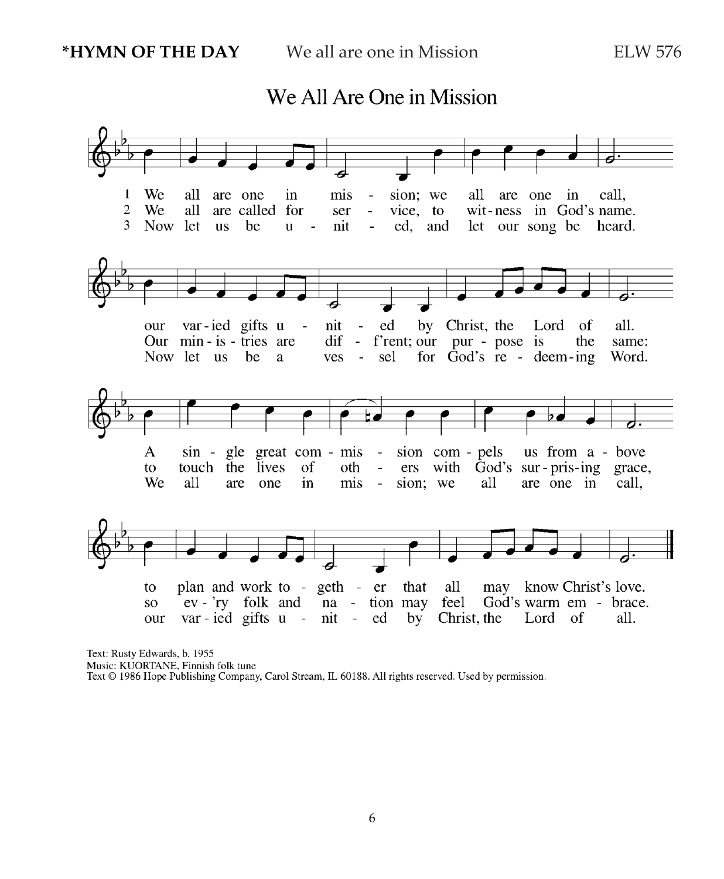**\*HYMN OF THE DAY** We all are one in Mission ELW 576

## We All Are One in Mission

1 We all are one in mission; we all are one in call,
our varied gifts united by Christ, the Lord of all.
A single great commission compels us from above
to plan and work together that all may know Christ's love.

2 We all are called for service, to witness in God's name.
Our ministries are diff'rent; our purpose is the same:
to touch the lives of others with God's surprising grace,
so ev'ry folk and nation may feel God's warm embrace.

3 Now let us be united, and let our song be heard.
Now let us be a vessel for God's redeeming Word.
We all are one in mission; we all are one in call,
our varied gifts united by Christ, the Lord of all.

Text: Rusty Edwards, b. 1955
Music: KUORTANE, Finnish folk tune
Text © 1986 Hope Publishing Company, Carol Stream, IL 60188. All rights reserved. Used by permission.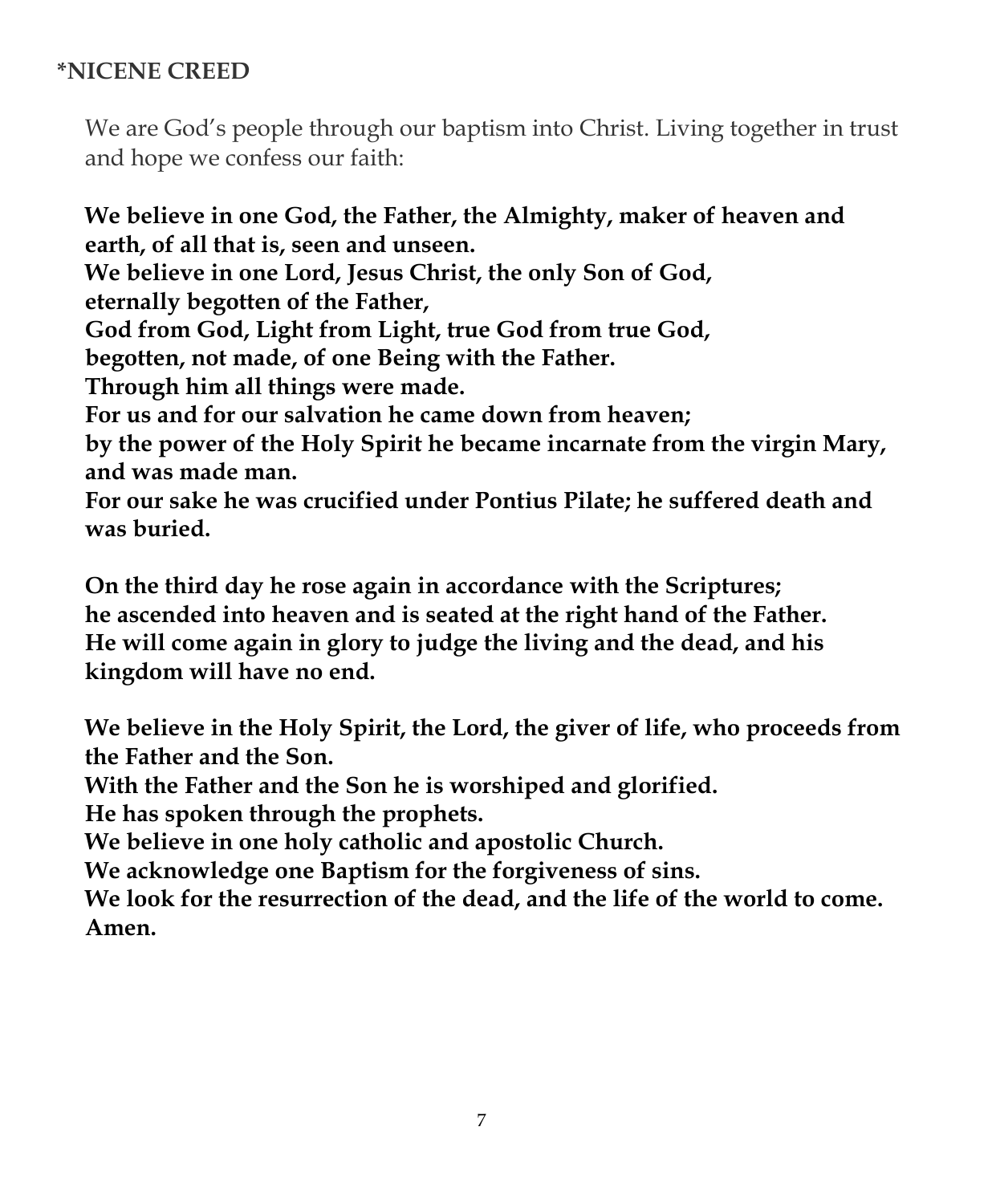## *NICENE CREED

We are God's people through our baptism into Christ. Living together in trust and hope we confess our faith:

**We believe in one God, the Father, the Almighty, maker of heaven and earth, of all that is, seen and unseen.**
**We believe in one Lord, Jesus Christ, the only Son of God,**
**eternally begotten of the Father,**
**God from God, Light from Light, true God from true God,**
**begotten, not made, of one Being with the Father.**
**Through him all things were made.**
**For us and for our salvation he came down from heaven;**
**by the power of the Holy Spirit he became incarnate from the virgin Mary, and was made man.**
**For our sake he was crucified under Pontius Pilate; he suffered death and was buried.**

**On the third day he rose again in accordance with the Scriptures;**
**he ascended into heaven and is seated at the right hand of the Father.**
**He will come again in glory to judge the living and the dead, and his kingdom will have no end.**

**We believe in the Holy Spirit, the Lord, the giver of life, who proceeds from the Father and the Son.**
**With the Father and the Son he is worshiped and glorified.**
**He has spoken through the prophets.**
**We believe in one holy catholic and apostolic Church.**
**We acknowledge one Baptism for the forgiveness of sins.**
**We look for the resurrection of the dead, and the life of the world to come.**
**Amen.**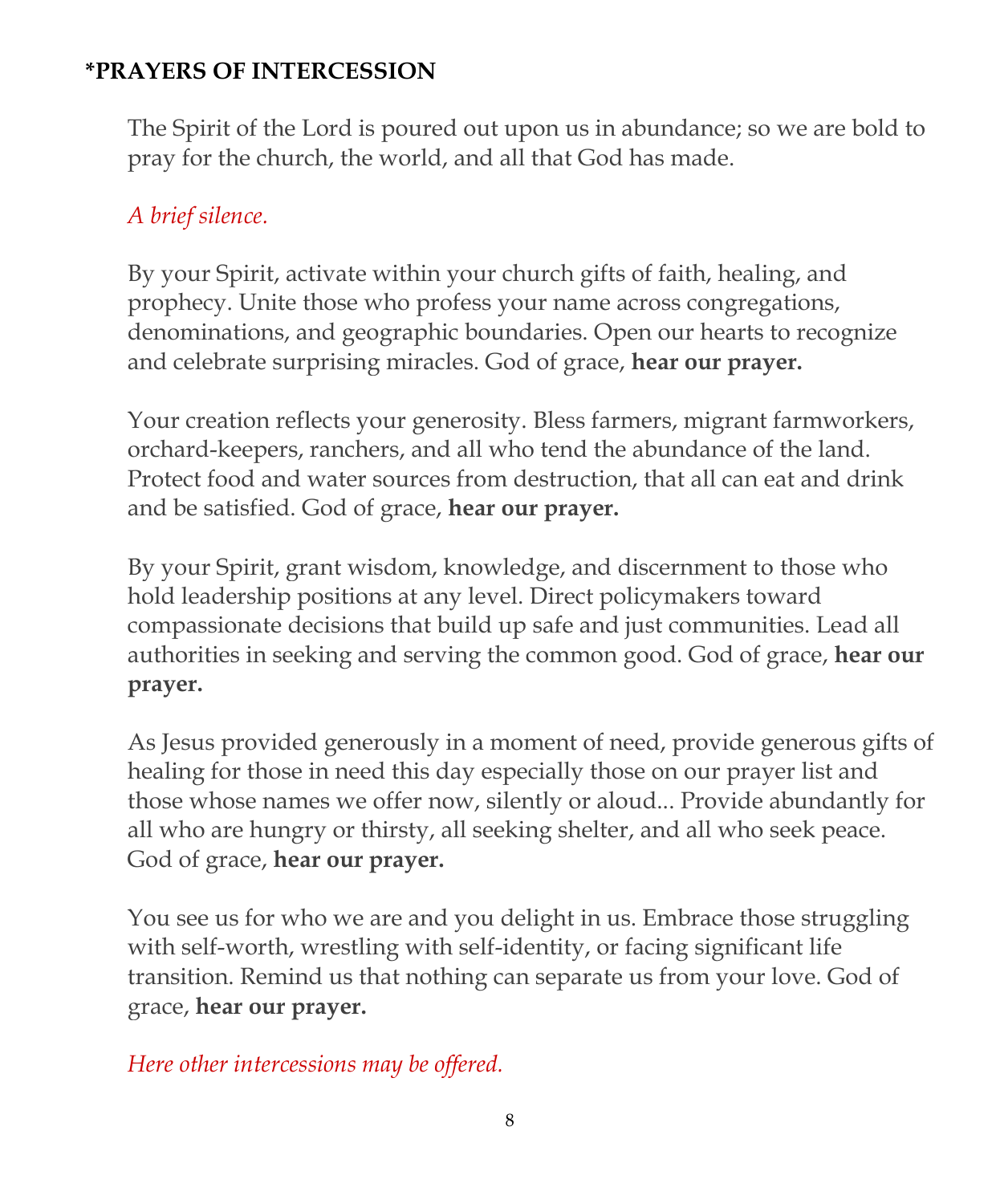## *PRAYERS OF INTERCESSION

The Spirit of the Lord is poured out upon us in abundance; so we are bold to pray for the church, the world, and all that God has made.

*A brief silence.*

By your Spirit, activate within your church gifts of faith, healing, and prophecy. Unite those who profess your name across congregations, denominations, and geographic boundaries. Open our hearts to recognize and celebrate surprising miracles. God of grace, **hear our prayer.**

Your creation reflects your generosity. Bless farmers, migrant farmworkers, orchard-keepers, ranchers, and all who tend the abundance of the land. Protect food and water sources from destruction, that all can eat and drink and be satisfied. God of grace, **hear our prayer.**

By your Spirit, grant wisdom, knowledge, and discernment to those who hold leadership positions at any level. Direct policymakers toward compassionate decisions that build up safe and just communities. Lead all authorities in seeking and serving the common good. God of grace, **hear our prayer.**

As Jesus provided generously in a moment of need, provide generous gifts of healing for those in need this day especially those on our prayer list and those whose names we offer now, silently or aloud... Provide abundantly for all who are hungry or thirsty, all seeking shelter, and all who seek peace. God of grace, **hear our prayer.**

You see us for who we are and you delight in us. Embrace those struggling with self-worth, wrestling with self-identity, or facing significant life transition. Remind us that nothing can separate us from your love. God of grace, **hear our prayer.**

*Here other intercessions may be offered.*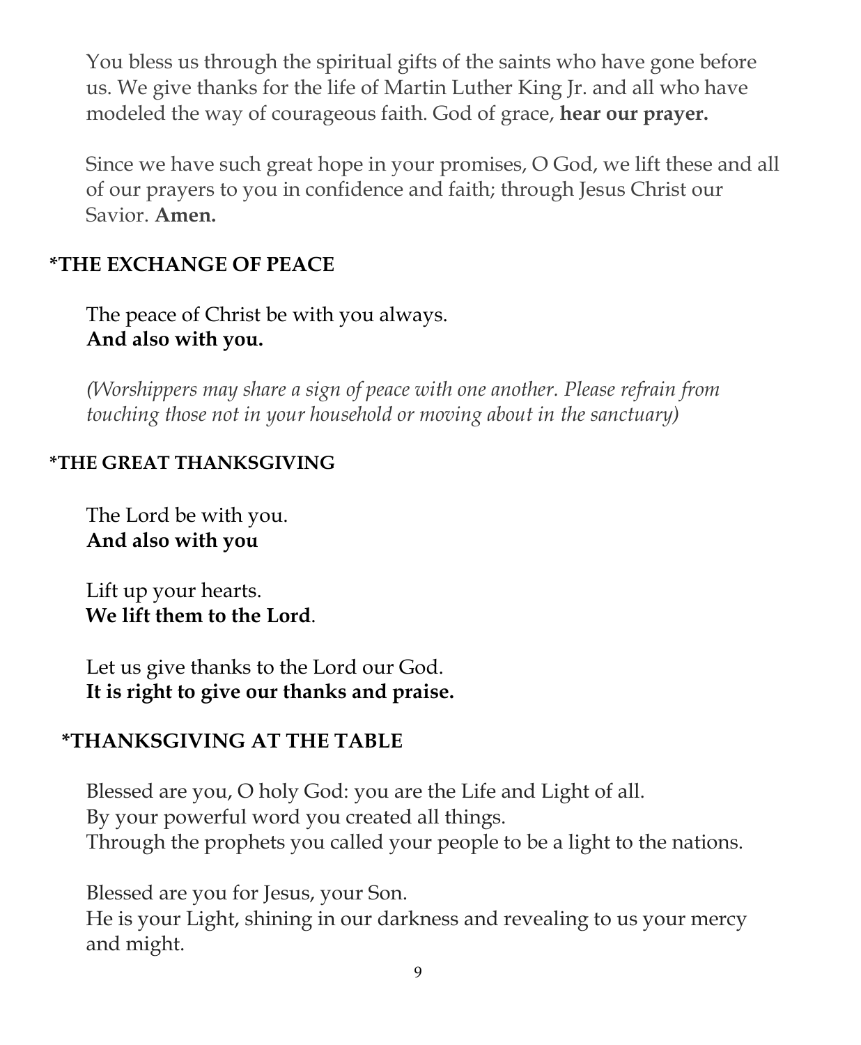You bless us through the spiritual gifts of the saints who have gone before us. We give thanks for the life of Martin Luther King Jr. and all who have modeled the way of courageous faith. God of grace, **hear our prayer.**

Since we have such great hope in your promises, O God, we lift these and all of our prayers to you in confidence and faith; through Jesus Christ our Savior. **Amen.**

**\*THE EXCHANGE OF PEACE**

The peace of Christ be with you always.
**And also with you.**

*(Worshippers may share a sign of peace with one another. Please refrain from touching those not in your household or moving about in the sanctuary)*

**\*THE GREAT THANKSGIVING**

The Lord be with you.
**And also with you**

Lift up your hearts.
**We lift them to the Lord**.

Let us give thanks to the Lord our God.
**It is right to give our thanks and praise.**

**\*THANKSGIVING AT THE TABLE**

Blessed are you, O holy God: you are the Life and Light of all.
By your powerful word you created all things.
Through the prophets you called your people to be a light to the nations.

Blessed are you for Jesus, your Son.
He is your Light, shining in our darkness and revealing to us your mercy and might.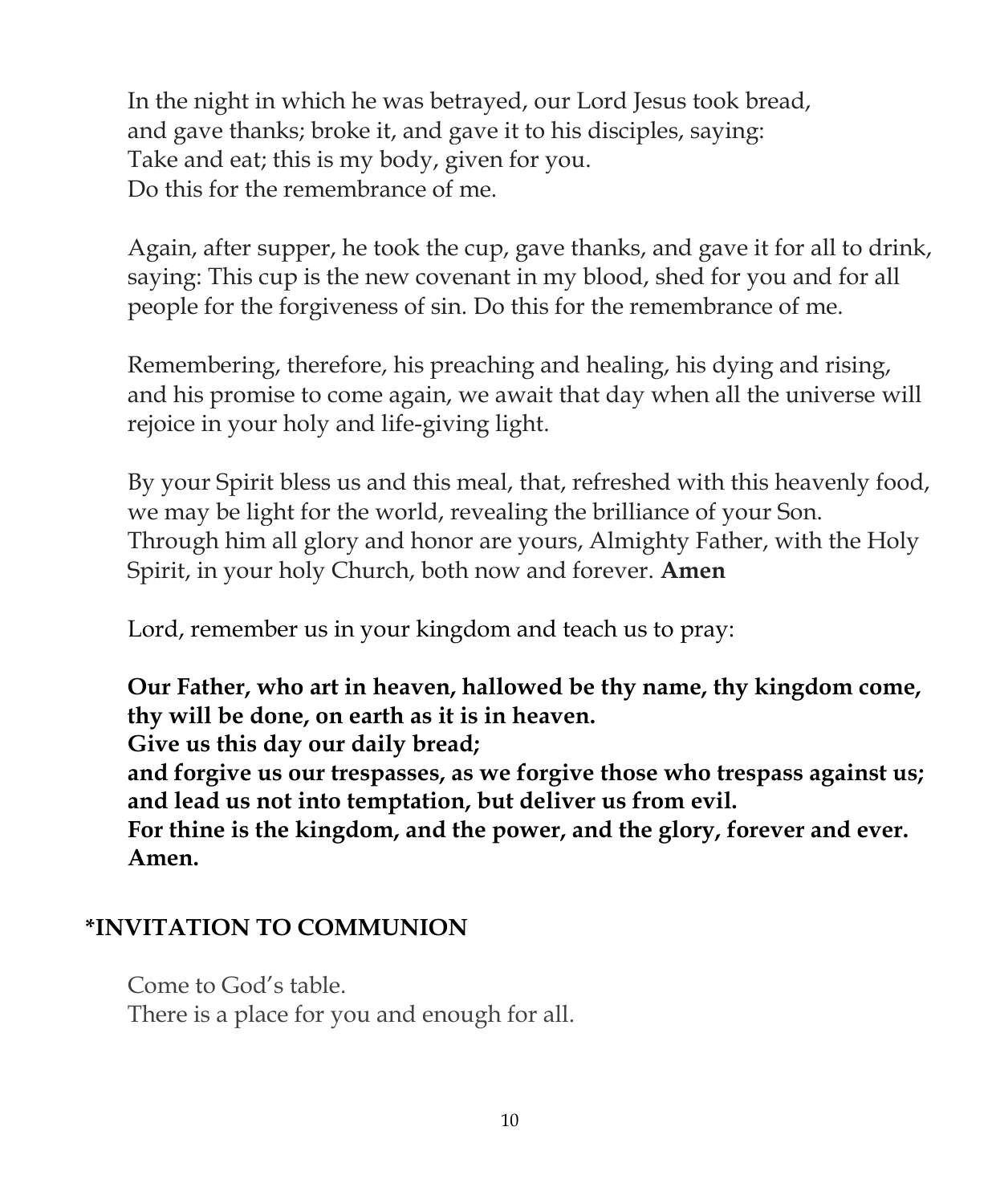In the night in which he was betrayed, our Lord Jesus took bread,
and gave thanks; broke it, and gave it to his disciples, saying:
Take and eat; this is my body, given for you.
Do this for the remembrance of me.

Again, after supper, he took the cup, gave thanks, and gave it for all to drink, saying: This cup is the new covenant in my blood, shed for you and for all people for the forgiveness of sin. Do this for the remembrance of me.

Remembering, therefore, his preaching and healing, his dying and rising, and his promise to come again, we await that day when all the universe will rejoice in your holy and life-giving light.

By your Spirit bless us and this meal, that, refreshed with this heavenly food, we may be light for the world, revealing the brilliance of your Son.
Through him all glory and honor are yours, Almighty Father, with the Holy Spirit, in your holy Church, both now and forever. **Amen**

Lord, remember us in your kingdom and teach us to pray:

**Our Father, who art in heaven, hallowed be thy name, thy kingdom come, thy will be done, on earth as it is in heaven.**
**Give us this day our daily bread;**
**and forgive us our trespasses, as we forgive those who trespass against us; and lead us not into temptation, but deliver us from evil.**
**For thine is the kingdom, and the power, and the glory, forever and ever. Amen.**

## *INVITATION TO COMMUNION

Come to God's table.
There is a place for you and enough for all.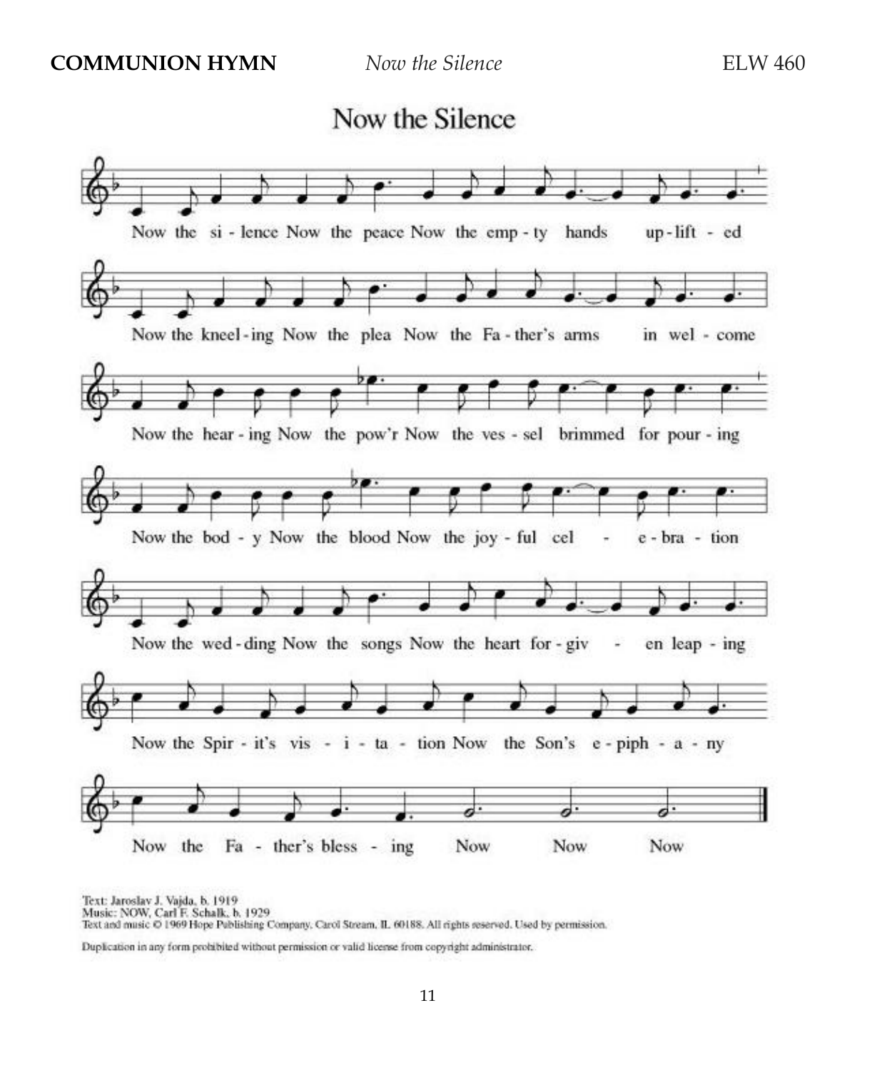**COMMUNION HYMN** *Now the Silence* ELW 460

## Now the Silence

Now the si - lence Now the peace Now the emp - ty hands up - lift - ed

Now the kneel - ing Now the plea Now the Fa - ther's arms in wel - come

Now the hear - ing Now the pow'r Now the ves - sel brimmed for pour - ing

Now the bod - y Now the blood Now the joy - ful cel - e - bra - tion

Now the wed - ding Now the songs Now the heart for - giv - en leap - ing

Now the Spir - it's vis - i - ta - tion Now the Son's e - piph - a - ny

Now the Fa - ther's bless - ing Now Now Now

Text: Jaroslav J. Vajda, b. 1919
Music: NOW, Carl F. Schalk, b. 1929
Text and music © 1969 Hope Publishing Company, Carol Stream, IL 60188. All rights reserved. Used by permission.

Duplication in any form prohibited without permission or valid license from copyright administrator.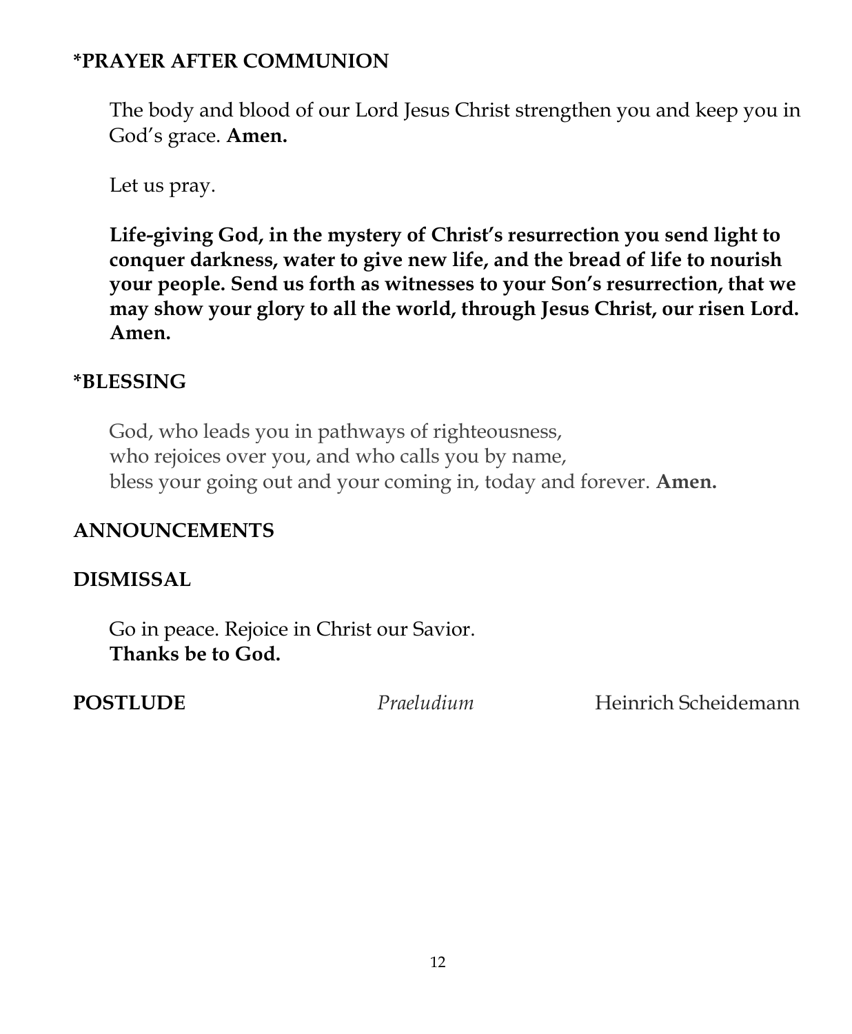## *PRAYER AFTER COMMUNION

The body and blood of our Lord Jesus Christ strengthen you and keep you in God's grace. **Amen.**

Let us pray.

**Life-giving God, in the mystery of Christ's resurrection you send light to conquer darkness, water to give new life, and the bread of life to nourish your people. Send us forth as witnesses to your Son's resurrection, that we may show your glory to all the world, through Jesus Christ, our risen Lord. Amen.**

## *BLESSING

God, who leads you in pathways of righteousness,
who rejoices over you, and who calls you by name,
bless your going out and your coming in, today and forever. **Amen.**

## ANNOUNCEMENTS

## DISMISSAL

Go in peace. Rejoice in Christ our Savior.
**Thanks be to God.**

**POSTLUDE** *Praeludium* Heinrich Scheidemann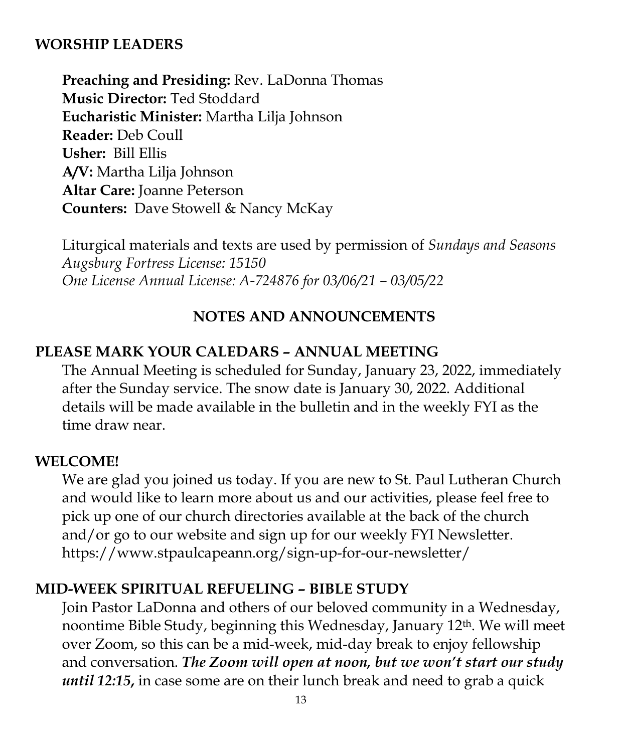## WORSHIP LEADERS

**Preaching and Presiding:** Rev. LaDonna Thomas
**Music Director:** Ted Stoddard
**Eucharistic Minister:** Martha Lilja Johnson
**Reader:** Deb Coull
**Usher:** Bill Ellis
**A/V:** Martha Lilja Johnson
**Altar Care:** Joanne Peterson
**Counters:** Dave Stowell & Nancy McKay

Liturgical materials and texts are used by permission of *Sundays and Seasons*
*Augsburg Fortress License: 15150*
*One License Annual License: A-724876 for 03/06/21 – 03/05/22*

## NOTES AND ANNOUNCEMENTS

### PLEASE MARK YOUR CALEDARS – ANNUAL MEETING

The Annual Meeting is scheduled for Sunday, January 23, 2022, immediately after the Sunday service. The snow date is January 30, 2022. Additional details will be made available in the bulletin and in the weekly FYI as the time draw near.

### WELCOME!

We are glad you joined us today. If you are new to St. Paul Lutheran Church and would like to learn more about us and our activities, please feel free to pick up one of our church directories available at the back of the church and/or go to our website and sign up for our weekly FYI Newsletter. https://www.stpaulcapeann.org/sign-up-for-our-newsletter/

### MID-WEEK SPIRITUAL REFUELING – BIBLE STUDY

Join Pastor LaDonna and others of our beloved community in a Wednesday, noontime Bible Study, beginning this Wednesday, January 12th. We will meet over Zoom, so this can be a mid-week, mid-day break to enjoy fellowship and conversation. ***The Zoom will open at noon, but we won't start our study until 12:15,*** in case some are on their lunch break and need to grab a quick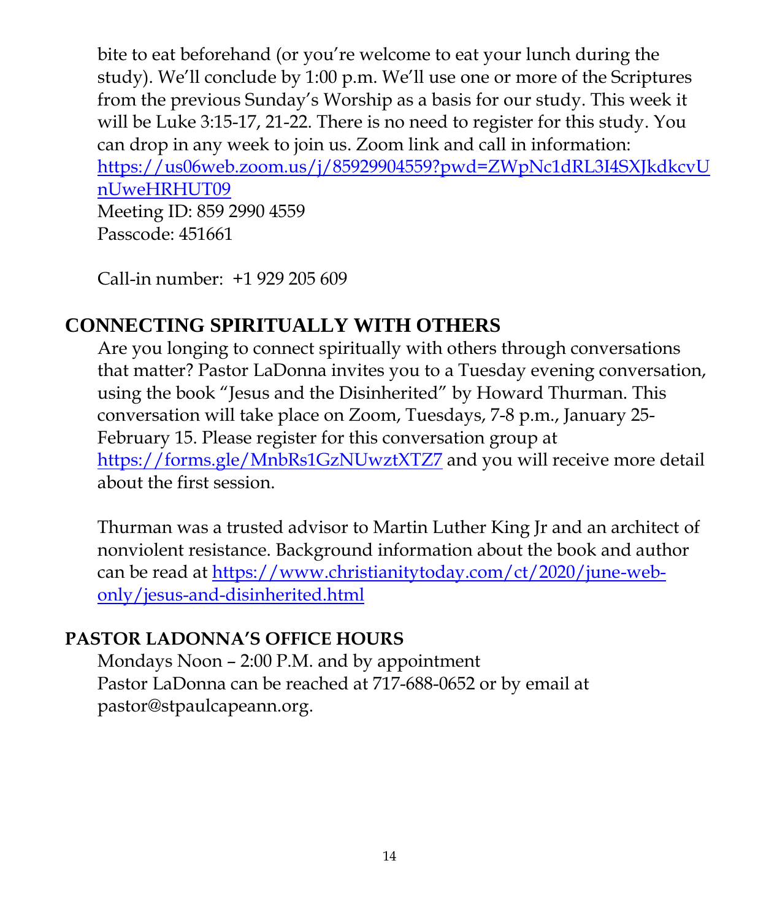bite to eat beforehand (or you're welcome to eat your lunch during the study). We'll conclude by 1:00 p.m. We'll use one or more of the Scriptures from the previous Sunday's Worship as a basis for our study. This week it will be Luke 3:15-17, 21-22. There is no need to register for this study. You can drop in any week to join us. Zoom link and call in information: https://us06web.zoom.us/j/85929904559?pwd=ZWpNc1dRL3I4SXJkdkcvUnUweHRHUT09
Meeting ID: 859 2990 4559
Passcode: 451661

Call-in number: +1 929 205 609

## CONNECTING SPIRITUALLY WITH OTHERS

Are you longing to connect spiritually with others through conversations that matter? Pastor LaDonna invites you to a Tuesday evening conversation, using the book "Jesus and the Disinherited" by Howard Thurman. This conversation will take place on Zoom, Tuesdays, 7-8 p.m., January 25-February 15. Please register for this conversation group at https://forms.gle/MnbRs1GzNUwztXTZ7 and you will receive more detail about the first session.

Thurman was a trusted advisor to Martin Luther King Jr and an architect of nonviolent resistance. Background information about the book and author can be read at https://www.christianitytoday.com/ct/2020/june-web-only/jesus-and-disinherited.html

## PASTOR LADONNA'S OFFICE HOURS

Mondays Noon – 2:00 P.M. and by appointment
Pastor LaDonna can be reached at 717-688-0652 or by email at pastor@stpaulcapeann.org.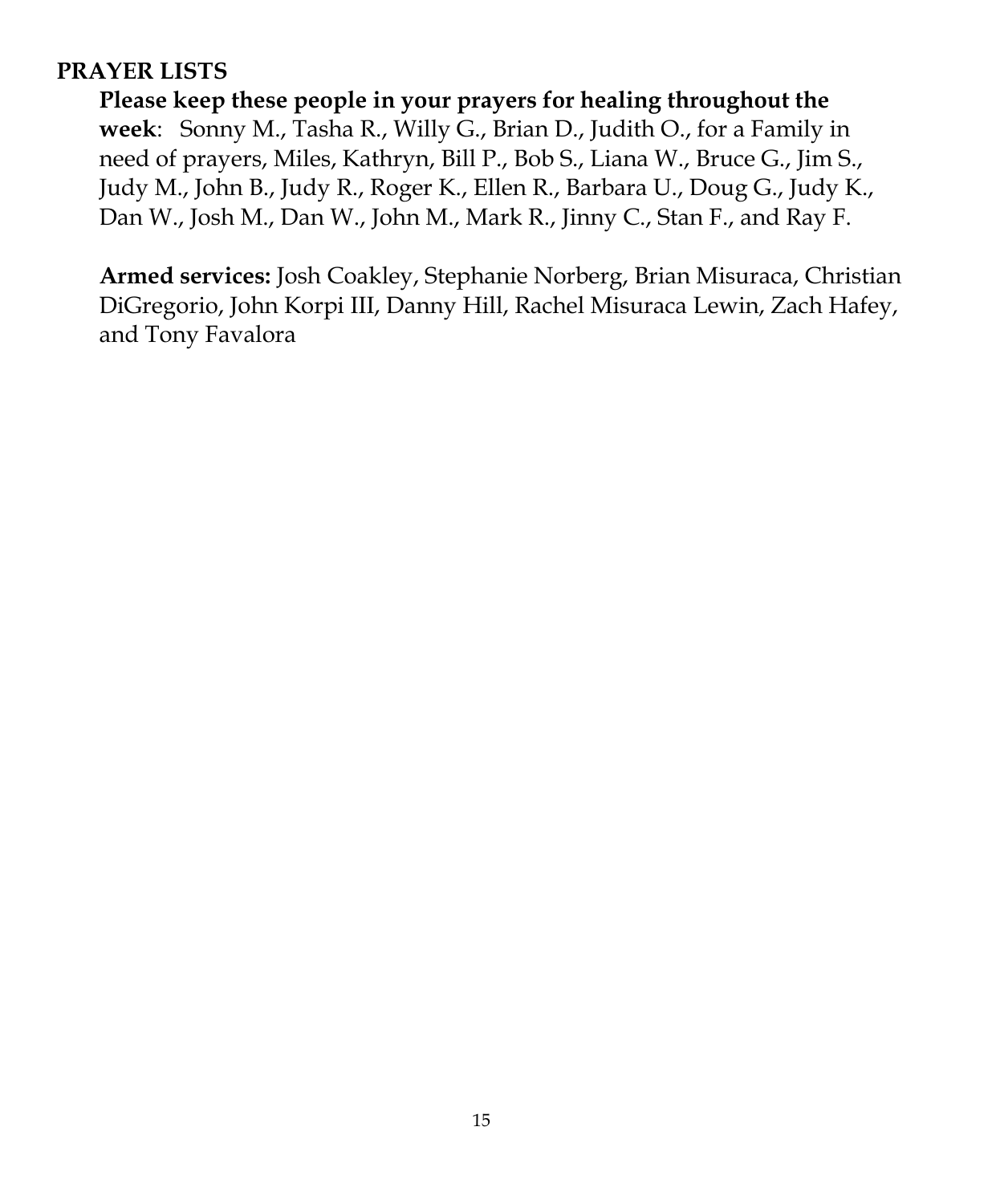## PRAYER LISTS

**Please keep these people in your prayers for healing throughout the week**: Sonny M., Tasha R., Willy G., Brian D., Judith O., for a Family in need of prayers, Miles, Kathryn, Bill P., Bob S., Liana W., Bruce G., Jim S., Judy M., John B., Judy R., Roger K., Ellen R., Barbara U., Doug G., Judy K., Dan W., Josh M., Dan W., John M., Mark R., Jinny C., Stan F., and Ray F.

**Armed services:** Josh Coakley, Stephanie Norberg, Brian Misuraca, Christian DiGregorio, John Korpi III, Danny Hill, Rachel Misuraca Lewin, Zach Hafey, and Tony Favalora